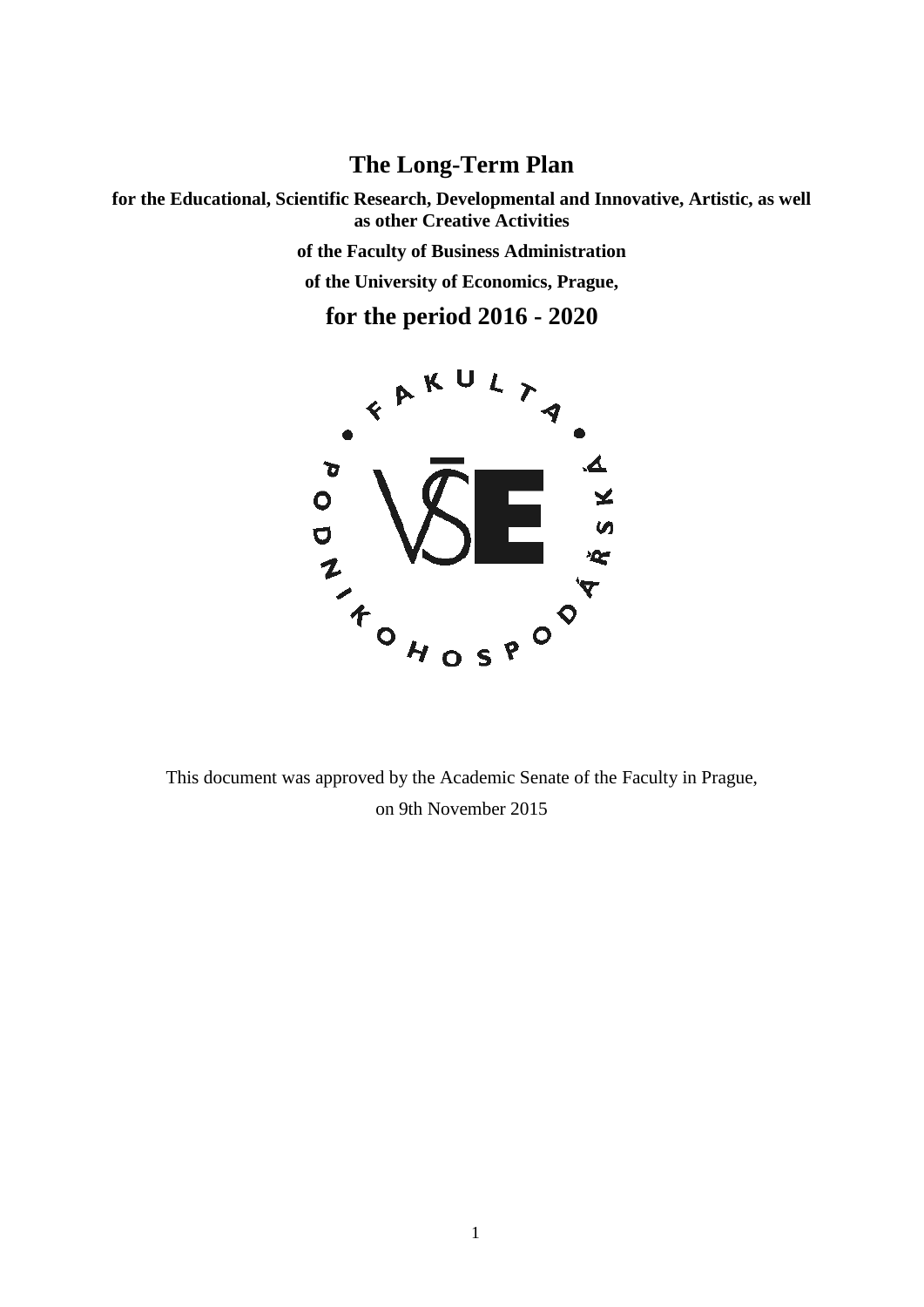# The Long-Term Plan

**for the Educational, Scientific Research, Developmental and Innovative, Artistic, as well as other Creative Activities**

**of the Faculty of Business Administration**

**of the University of Economics, Prague,**

## for the period 2016 - 2020

This document was approved by the Academic Senate of the Faculty in Prague,

on 9th November 2015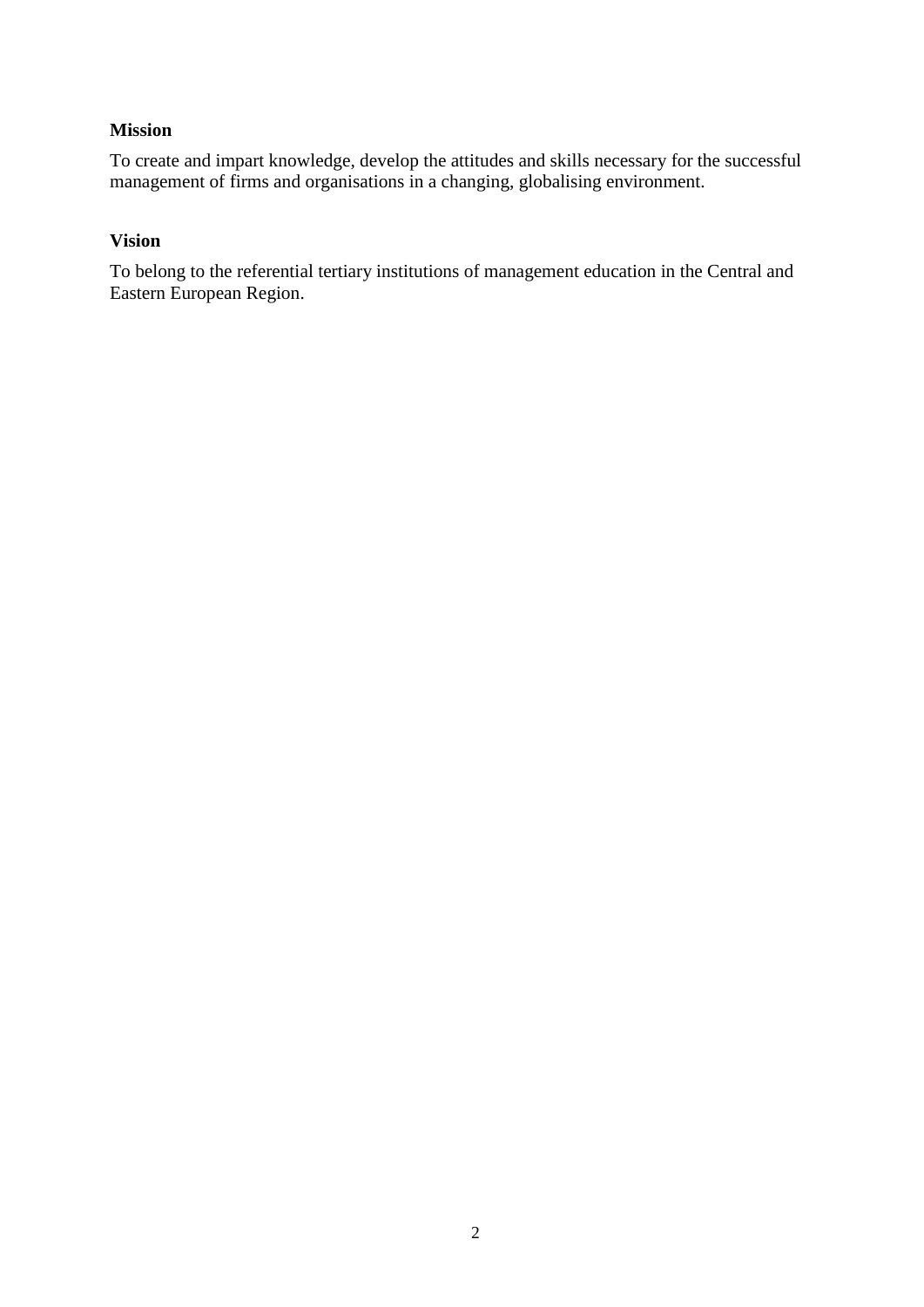**Mission**

To create and impart knowledge, develop the attitudes and skills necessary for the successful management of firms and organisations in a changing, globalising environment.

**Vision**

To belong to the referential tertiary institutions of management education in the Central and Eastern European Region.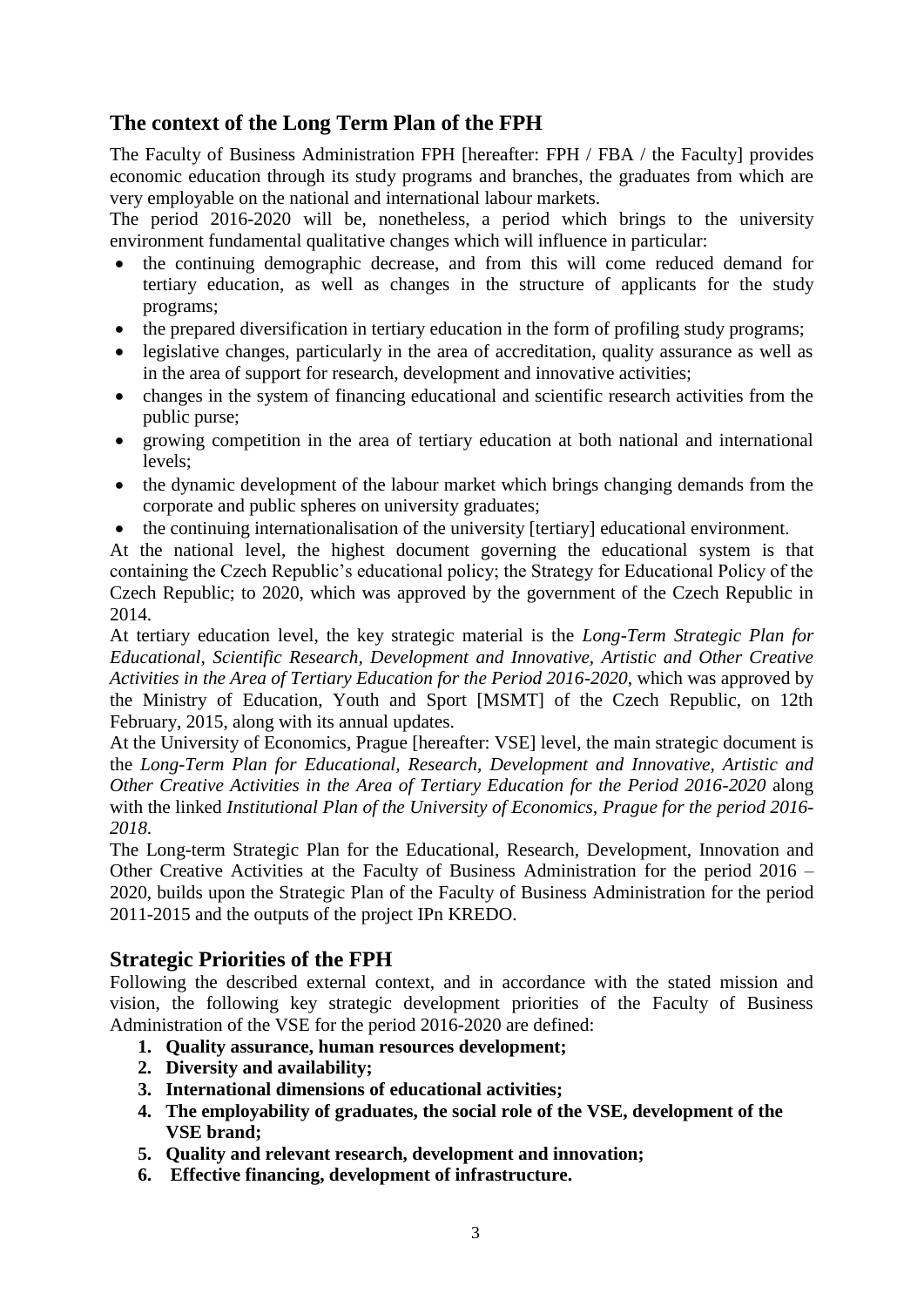## The context of the Long Term Plan of the FPH

The Faculty of Business Administration FPH [hereafter: FPH / FBA / the Faculty] provides economic education through its study programs and branches, the graduates from which are very employable on the national and international labour markets.

The period 2016-2020 will be, nonetheless, a period which brings to the university environment fundamental qualitative changes which will influence in particular:

- the continuing demographic decrease, and from this will come reduced demand for tertiary education, as well as changes in the structure of applicants for the study programs;
- the prepared diversification in tertiary education in the form of profiling study programs;
- legislative changes, particularly in the area of accreditation, quality assurance as well as in the area of support for research, development and innovative activities;
- changes in the system of financing educational and scientific research activities from the public purse;
- growing competition in the area of tertiary education at both national and international levels;
- the dynamic development of the labour market which brings changing demands from the corporate and public spheres on university graduates;
- the continuing internationalisation of the university [tertiary] educational environment.

At the national level, the highest document governing the educational system is that containing the Czech Republic's educational policy; the Strategy for Educational Policy of the Czech Republic; to 2020, which was approved by the government of the Czech Republic in 2014.

At tertiary education level, the key strategic material is the *Long-Term Strategic Plan for Educational, Scientific Research, Development and Innovative, Artistic and Other Creative Activities in the Area of Tertiary Education for the Period 2016-2020*, which was approved by the Ministry of Education, Youth and Sport [MSMT] of the Czech Republic, on 12th February, 2015, along with its annual updates.

At the University of Economics, Prague [hereafter: VSE] level, the main strategic document is the *Long-Term Plan for Educational, Research, Development and Innovative, Artistic and Other Creative Activities in the Area of Tertiary Education for the Period 2016-2020* along with the linked *Institutional Plan of the University of Economics, Prague for the period 2016-2018*.

The Long-term Strategic Plan for the Educational, Research, Development, Innovation and Other Creative Activities at the Faculty of Business Administration for the period 2016 – 2020, builds upon the Strategic Plan of the Faculty of Business Administration for the period 2011-2015 and the outputs of the project IPn KREDO.

## Strategic Priorities of the FPH

Following the described external context, and in accordance with the stated mission and vision, the following key strategic development priorities of the Faculty of Business Administration of the VSE for the period 2016-2020 are defined:

1. **Quality assurance, human resources development;**
2. **Diversity and availability;**
3. **International dimensions of educational activities;**
4. **The employability of graduates, the social role of the VSE, development of the VSE brand;**
5. **Quality and relevant research, development and innovation;**
6. **Effective financing, development of infrastructure.**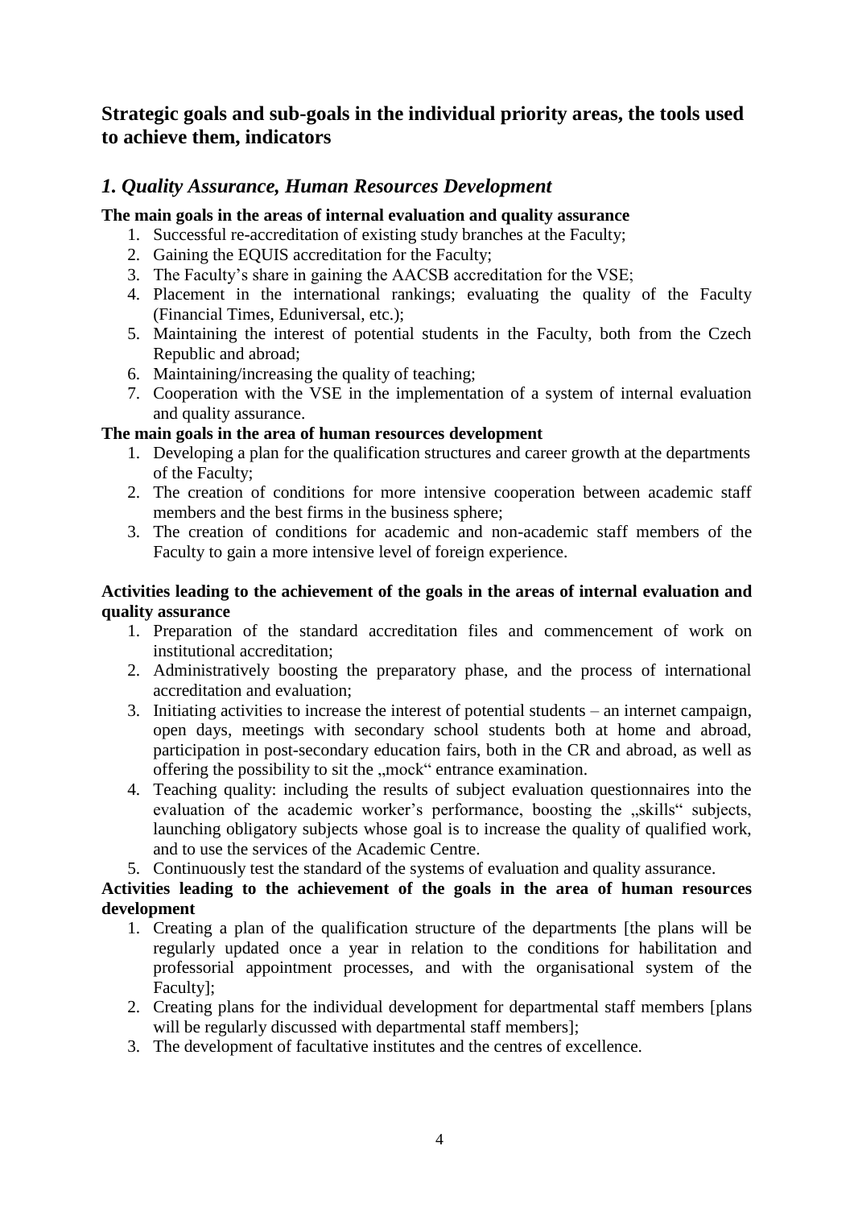## Strategic goals and sub-goals in the individual priority areas, the tools used to achieve them, indicators

### *1. Quality Assurance, Human Resources Development*

**The main goals in the areas of internal evaluation and quality assurance**

1. Successful re-accreditation of existing study branches at the Faculty;
2. Gaining the EQUIS accreditation for the Faculty;
3. The Faculty's share in gaining the AACSB accreditation for the VSE;
4. Placement in the international rankings; evaluating the quality of the Faculty (Financial Times, Eduniversal, etc.);
5. Maintaining the interest of potential students in the Faculty, both from the Czech Republic and abroad;
6. Maintaining/increasing the quality of teaching;
7. Cooperation with the VSE in the implementation of a system of internal evaluation and quality assurance.

**The main goals in the area of human resources development**

1. Developing a plan for the qualification structures and career growth at the departments of the Faculty;
2. The creation of conditions for more intensive cooperation between academic staff members and the best firms in the business sphere;
3. The creation of conditions for academic and non-academic staff members of the Faculty to gain a more intensive level of foreign experience.

**Activities leading to the achievement of the goals in the areas of internal evaluation and quality assurance**

1. Preparation of the standard accreditation files and commencement of work on institutional accreditation;
2. Administratively boosting the preparatory phase, and the process of international accreditation and evaluation;
3. Initiating activities to increase the interest of potential students – an internet campaign, open days, meetings with secondary school students both at home and abroad, participation in post-secondary education fairs, both in the CR and abroad, as well as offering the possibility to sit the „mock" entrance examination.
4. Teaching quality: including the results of subject evaluation questionnaires into the evaluation of the academic worker's performance, boosting the „skills" subjects, launching obligatory subjects whose goal is to increase the quality of qualified work, and to use the services of the Academic Centre.
5. Continuously test the standard of the systems of evaluation and quality assurance.

**Activities leading to the achievement of the goals in the area of human resources development**

1. Creating a plan of the qualification structure of the departments [the plans will be regularly updated once a year in relation to the conditions for habilitation and professorial appointment processes, and with the organisational system of the Faculty];
2. Creating plans for the individual development for departmental staff members [plans will be regularly discussed with departmental staff members];
3. The development of facultative institutes and the centres of excellence.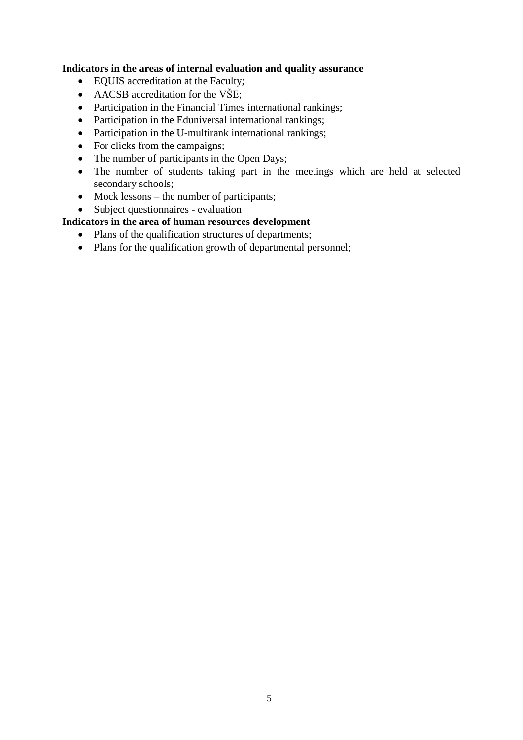**Indicators in the areas of internal evaluation and quality assurance**

- EQUIS accreditation at the Faculty;
- AACSB accreditation for the VŠE;
- Participation in the Financial Times international rankings;
- Participation in the Eduniversal international rankings;
- Participation in the U-multirank international rankings;
- For clicks from the campaigns;
- The number of participants in the Open Days;
- The number of students taking part in the meetings which are held at selected secondary schools;
- Mock lessons – the number of participants;
- Subject questionnaires - evaluation

**Indicators in the area of human resources development**

- Plans of the qualification structures of departments;
- Plans for the qualification growth of departmental personnel;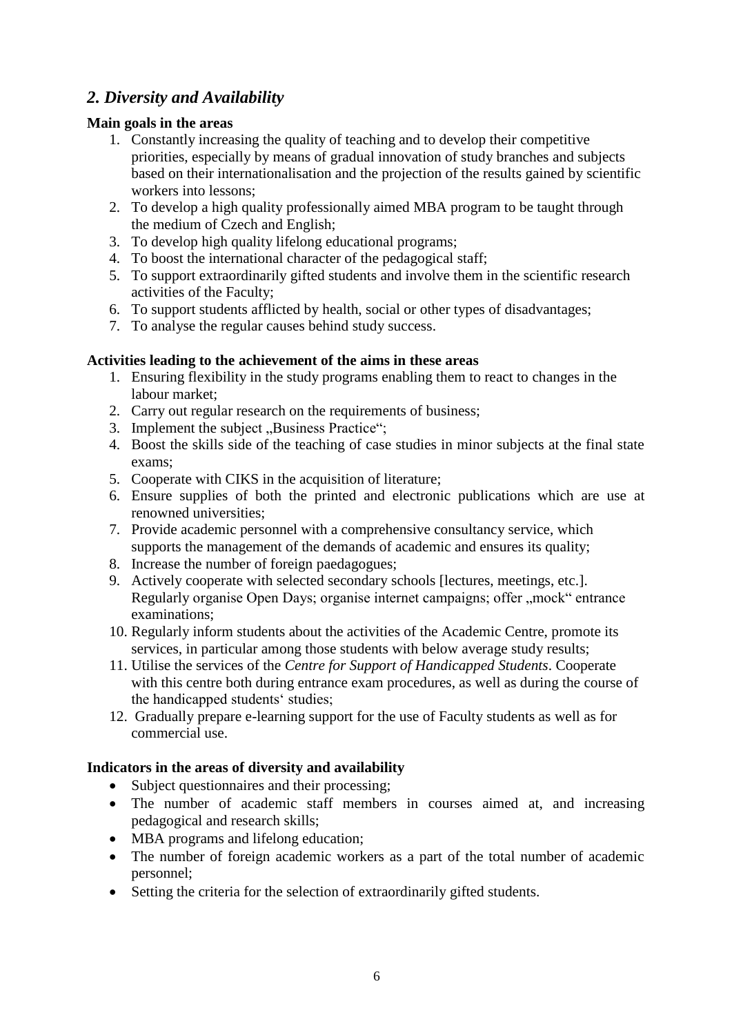## *2. Diversity and Availability*

**Main goals in the areas**

1. Constantly increasing the quality of teaching and to develop their competitive priorities, especially by means of gradual innovation of study branches and subjects based on their internationalisation and the projection of the results gained by scientific workers into lessons;
2. To develop a high quality professionally aimed MBA program to be taught through the medium of Czech and English;
3. To develop high quality lifelong educational programs;
4. To boost the international character of the pedagogical staff;
5. To support extraordinarily gifted students and involve them in the scientific research activities of the Faculty;
6. To support students afflicted by health, social or other types of disadvantages;
7. To analyse the regular causes behind study success.

**Activities leading to the achievement of the aims in these areas**

1. Ensuring flexibility in the study programs enabling them to react to changes in the labour market;
2. Carry out regular research on the requirements of business;
3. Implement the subject „Business Practice";
4. Boost the skills side of the teaching of case studies in minor subjects at the final state exams;
5. Cooperate with CIKS in the acquisition of literature;
6. Ensure supplies of both the printed and electronic publications which are use at renowned universities;
7. Provide academic personnel with a comprehensive consultancy service, which supports the management of the demands of academic and ensures its quality;
8. Increase the number of foreign paedagogues;
9. Actively cooperate with selected secondary schools [lectures, meetings, etc.]. Regularly organise Open Days; organise internet campaigns; offer „mock" entrance examinations;
10. Regularly inform students about the activities of the Academic Centre, promote its services, in particular among those students with below average study results;
11. Utilise the services of the *Centre for Support of Handicapped Students*. Cooperate with this centre both during entrance exam procedures, as well as during the course of the handicapped students' studies;
12. Gradually prepare e-learning support for the use of Faculty students as well as for commercial use.

**Indicators in the areas of diversity and availability**

- Subject questionnaires and their processing;
- The number of academic staff members in courses aimed at, and increasing pedagogical and research skills;
- MBA programs and lifelong education;
- The number of foreign academic workers as a part of the total number of academic personnel;
- Setting the criteria for the selection of extraordinarily gifted students.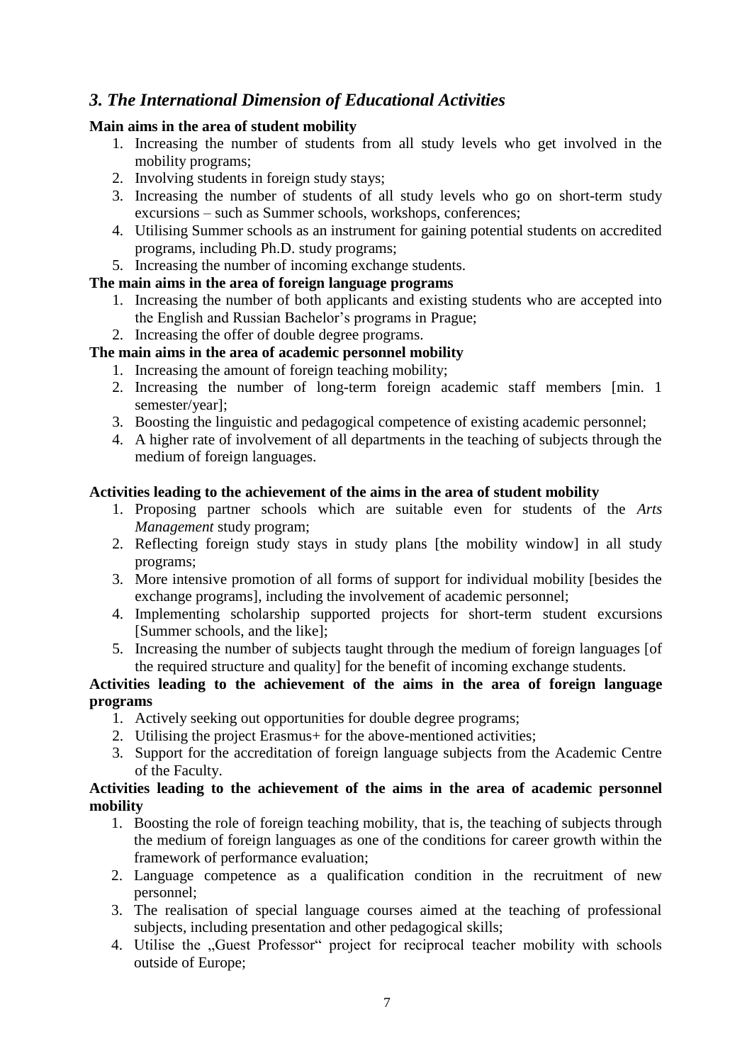## *3. The International Dimension of Educational Activities*

**Main aims in the area of student mobility**

1. Increasing the number of students from all study levels who get involved in the mobility programs;
2. Involving students in foreign study stays;
3. Increasing the number of students of all study levels who go on short-term study excursions – such as Summer schools, workshops, conferences;
4. Utilising Summer schools as an instrument for gaining potential students on accredited programs, including Ph.D. study programs;
5. Increasing the number of incoming exchange students.

**The main aims in the area of foreign language programs**

1. Increasing the number of both applicants and existing students who are accepted into the English and Russian Bachelor's programs in Prague;
2. Increasing the offer of double degree programs.

**The main aims in the area of academic personnel mobility**

1. Increasing the amount of foreign teaching mobility;
2. Increasing the number of long-term foreign academic staff members [min. 1 semester/year];
3. Boosting the linguistic and pedagogical competence of existing academic personnel;
4. A higher rate of involvement of all departments in the teaching of subjects through the medium of foreign languages.

**Activities leading to the achievement of the aims in the area of student mobility**

1. Proposing partner schools which are suitable even for students of the *Arts Management* study program;
2. Reflecting foreign study stays in study plans [the mobility window] in all study programs;
3. More intensive promotion of all forms of support for individual mobility [besides the exchange programs], including the involvement of academic personnel;
4. Implementing scholarship supported projects for short-term student excursions [Summer schools, and the like];
5. Increasing the number of subjects taught through the medium of foreign languages [of the required structure and quality] for the benefit of incoming exchange students.

**Activities leading to the achievement of the aims in the area of foreign language programs**

1. Actively seeking out opportunities for double degree programs;
2. Utilising the project Erasmus+ for the above-mentioned activities;
3. Support for the accreditation of foreign language subjects from the Academic Centre of the Faculty.

**Activities leading to the achievement of the aims in the area of academic personnel mobility**

1. Boosting the role of foreign teaching mobility, that is, the teaching of subjects through the medium of foreign languages as one of the conditions for career growth within the framework of performance evaluation;
2. Language competence as a qualification condition in the recruitment of new personnel;
3. The realisation of special language courses aimed at the teaching of professional subjects, including presentation and other pedagogical skills;
4. Utilise the „Guest Professor" project for reciprocal teacher mobility with schools outside of Europe;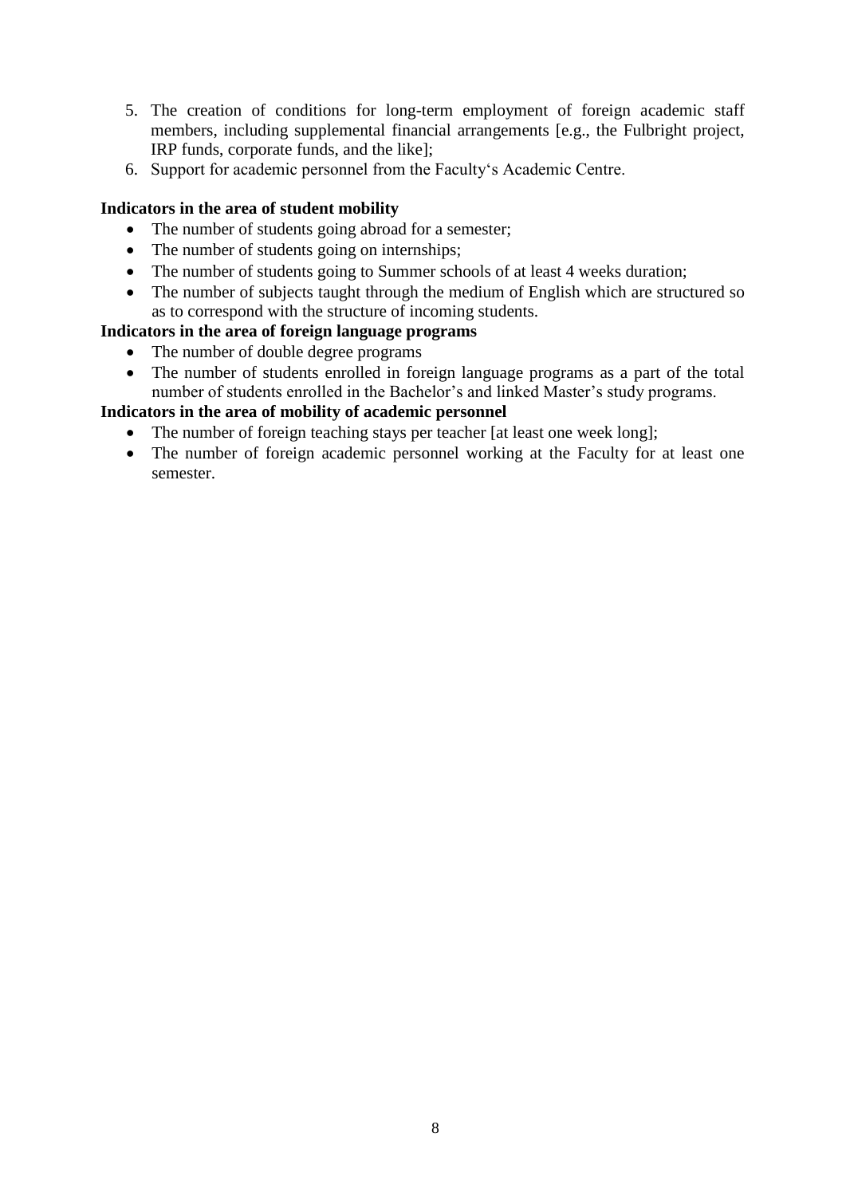5. The creation of conditions for long-term employment of foreign academic staff members, including supplemental financial arrangements [e.g., the Fulbright project, IRP funds, corporate funds, and the like];
6. Support for academic personnel from the Faculty's Academic Centre.

**Indicators in the area of student mobility**

- The number of students going abroad for a semester;
- The number of students going on internships;
- The number of students going to Summer schools of at least 4 weeks duration;
- The number of subjects taught through the medium of English which are structured so as to correspond with the structure of incoming students.

**Indicators in the area of foreign language programs**

- The number of double degree programs
- The number of students enrolled in foreign language programs as a part of the total number of students enrolled in the Bachelor's and linked Master's study programs.

**Indicators in the area of mobility of academic personnel**

- The number of foreign teaching stays per teacher [at least one week long];
- The number of foreign academic personnel working at the Faculty for at least one semester.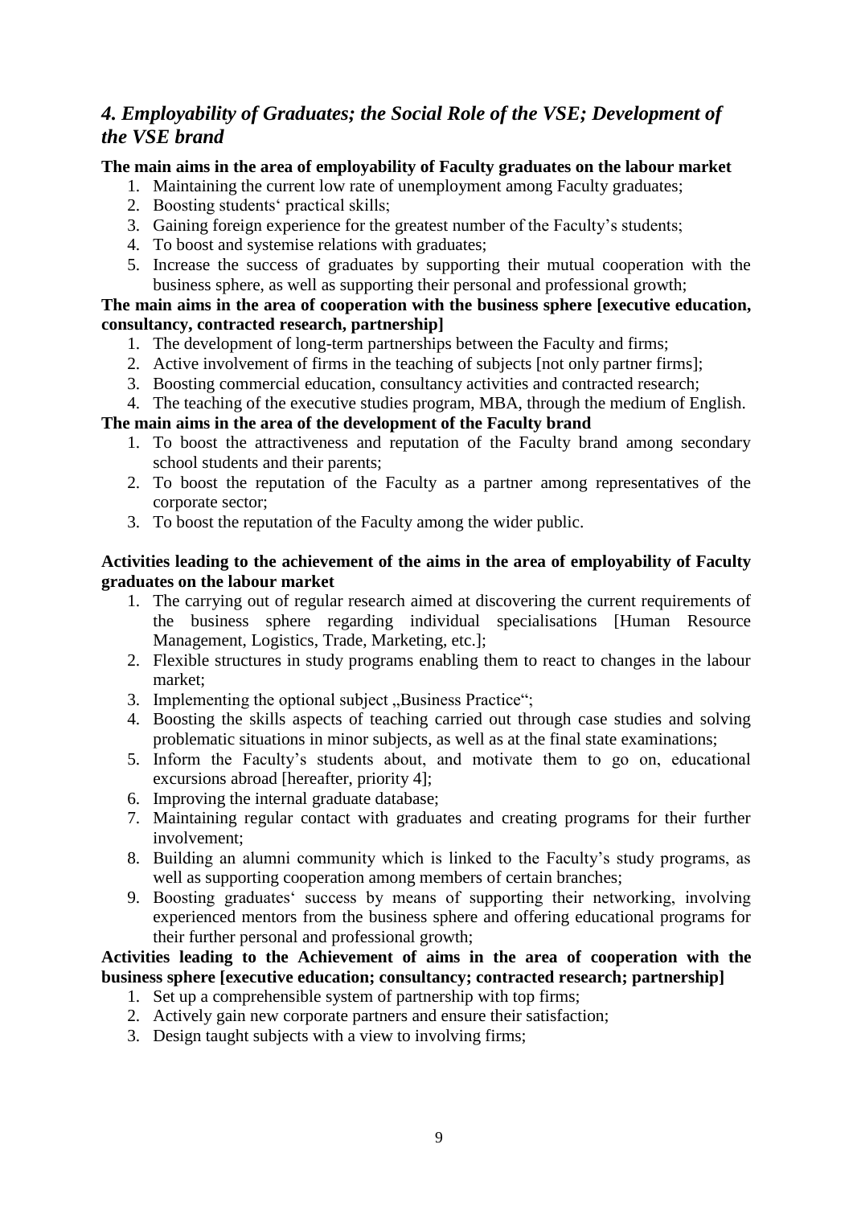## *4. Employability of Graduates; the Social Role of the VSE; Development of the VSE brand*

**The main aims in the area of employability of Faculty graduates on the labour market**

1. Maintaining the current low rate of unemployment among Faculty graduates;
2. Boosting students‘ practical skills;
3. Gaining foreign experience for the greatest number of the Faculty’s students;
4. To boost and systemise relations with graduates;
5. Increase the success of graduates by supporting their mutual cooperation with the business sphere, as well as supporting their personal and professional growth;

**The main aims in the area of cooperation with the business sphere [executive education, consultancy, contracted research, partnership]**

1. The development of long-term partnerships between the Faculty and firms;
2. Active involvement of firms in the teaching of subjects [not only partner firms];
3. Boosting commercial education, consultancy activities and contracted research;
4. The teaching of the executive studies program, MBA, through the medium of English.

**The main aims in the area of the development of the Faculty brand**

1. To boost the attractiveness and reputation of the Faculty brand among secondary school students and their parents;
2. To boost the reputation of the Faculty as a partner among representatives of the corporate sector;
3. To boost the reputation of the Faculty among the wider public.

**Activities leading to the achievement of the aims in the area of employability of Faculty graduates on the labour market**

1. The carrying out of regular research aimed at discovering the current requirements of the business sphere regarding individual specialisations [Human Resource Management, Logistics, Trade, Marketing, etc.];
2. Flexible structures in study programs enabling them to react to changes in the labour market;
3. Implementing the optional subject „Business Practice“;
4. Boosting the skills aspects of teaching carried out through case studies and solving problematic situations in minor subjects, as well as at the final state examinations;
5. Inform the Faculty’s students about, and motivate them to go on, educational excursions abroad [hereafter, priority 4];
6. Improving the internal graduate database;
7. Maintaining regular contact with graduates and creating programs for their further involvement;
8. Building an alumni community which is linked to the Faculty’s study programs, as well as supporting cooperation among members of certain branches;
9. Boosting graduates‘ success by means of supporting their networking, involving experienced mentors from the business sphere and offering educational programs for their further personal and professional growth;

**Activities leading to the Achievement of aims in the area of cooperation with the business sphere [executive education; consultancy; contracted research; partnership]**

1. Set up a comprehensible system of partnership with top firms;
2. Actively gain new corporate partners and ensure their satisfaction;
3. Design taught subjects with a view to involving firms;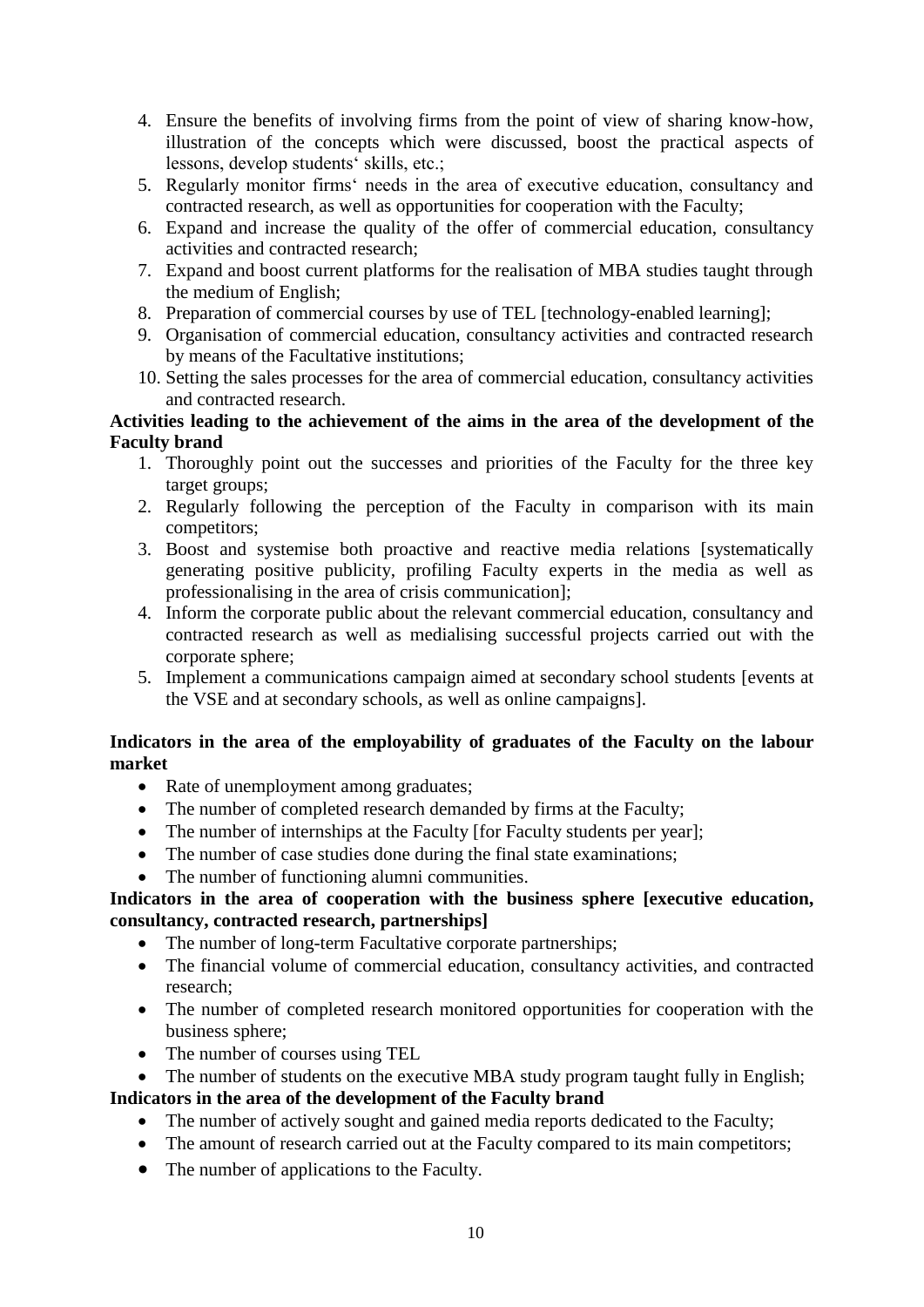4. Ensure the benefits of involving firms from the point of view of sharing know-how, illustration of the concepts which were discussed, boost the practical aspects of lessons, develop students' skills, etc.;
5. Regularly monitor firms' needs in the area of executive education, consultancy and contracted research, as well as opportunities for cooperation with the Faculty;
6. Expand and increase the quality of the offer of commercial education, consultancy activities and contracted research;
7. Expand and boost current platforms for the realisation of MBA studies taught through the medium of English;
8. Preparation of commercial courses by use of TEL [technology-enabled learning];
9. Organisation of commercial education, consultancy activities and contracted research by means of the Facultative institutions;
10. Setting the sales processes for the area of commercial education, consultancy activities and contracted research.

**Activities leading to the achievement of the aims in the area of the development of the Faculty brand**

1. Thoroughly point out the successes and priorities of the Faculty for the three key target groups;
2. Regularly following the perception of the Faculty in comparison with its main competitors;
3. Boost and systemise both proactive and reactive media relations [systematically generating positive publicity, profiling Faculty experts in the media as well as professionalising in the area of crisis communication];
4. Inform the corporate public about the relevant commercial education, consultancy and contracted research as well as medialising successful projects carried out with the corporate sphere;
5. Implement a communications campaign aimed at secondary school students [events at the VSE and at secondary schools, as well as online campaigns].

**Indicators in the area of the employability of graduates of the Faculty on the labour market**

- Rate of unemployment among graduates;
- The number of completed research demanded by firms at the Faculty;
- The number of internships at the Faculty [for Faculty students per year];
- The number of case studies done during the final state examinations;
- The number of functioning alumni communities.

**Indicators in the area of cooperation with the business sphere [executive education, consultancy, contracted research, partnerships]**

- The number of long-term Facultative corporate partnerships;
- The financial volume of commercial education, consultancy activities, and contracted research;
- The number of completed research monitored opportunities for cooperation with the business sphere;
- The number of courses using TEL
- The number of students on the executive MBA study program taught fully in English;

**Indicators in the area of the development of the Faculty brand**

- The number of actively sought and gained media reports dedicated to the Faculty;
- The amount of research carried out at the Faculty compared to its main competitors;
- The number of applications to the Faculty.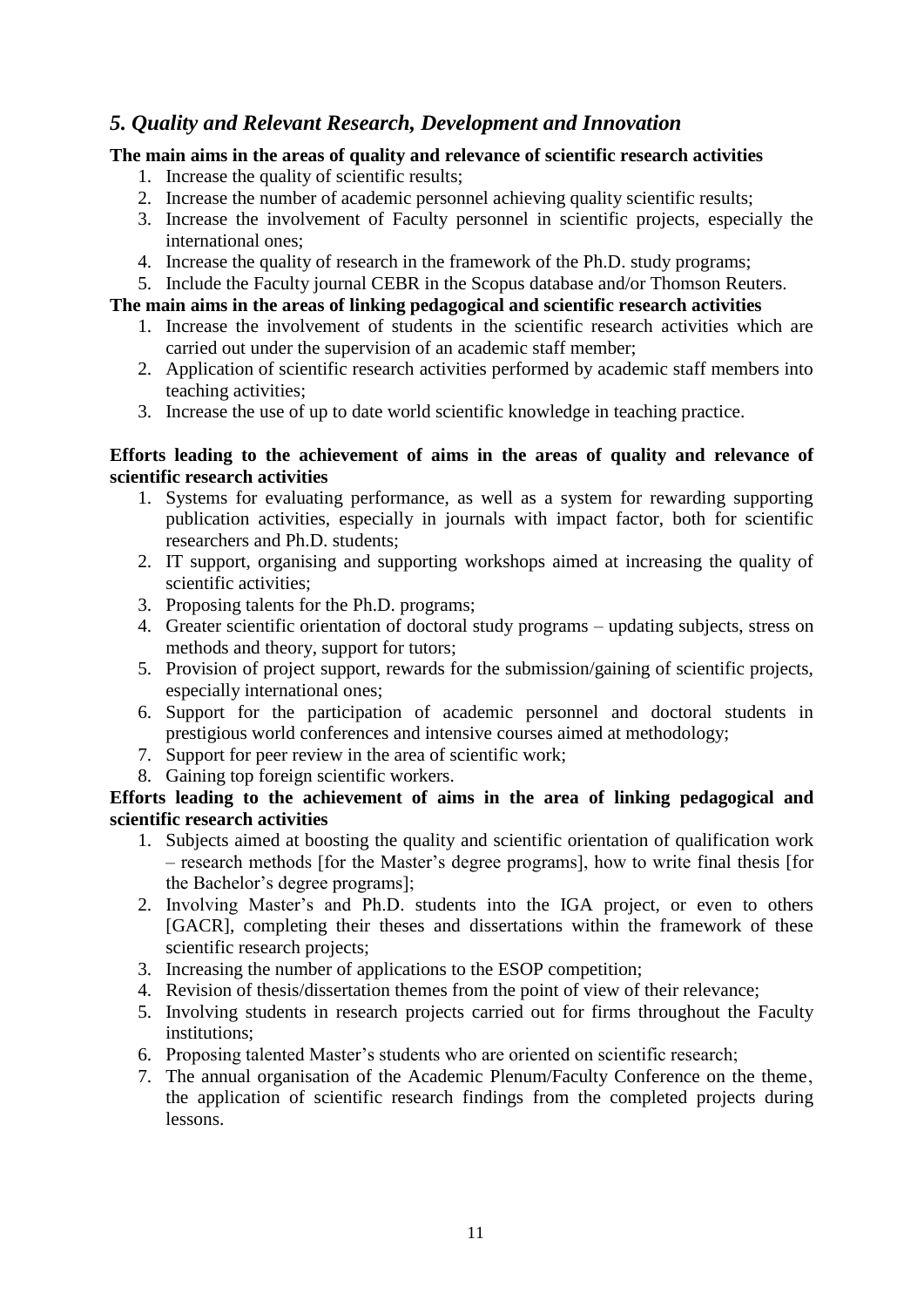## *5. Quality and Relevant Research, Development and Innovation*

**The main aims in the areas of quality and relevance of scientific research activities**

1. Increase the quality of scientific results;
2. Increase the number of academic personnel achieving quality scientific results;
3. Increase the involvement of Faculty personnel in scientific projects, especially the international ones;
4. Increase the quality of research in the framework of the Ph.D. study programs;
5. Include the Faculty journal CEBR in the Scopus database and/or Thomson Reuters.

**The main aims in the areas of linking pedagogical and scientific research activities**

1. Increase the involvement of students in the scientific research activities which are carried out under the supervision of an academic staff member;
2. Application of scientific research activities performed by academic staff members into teaching activities;
3. Increase the use of up to date world scientific knowledge in teaching practice.

**Efforts leading to the achievement of aims in the areas of quality and relevance of scientific research activities**

1. Systems for evaluating performance, as well as a system for rewarding supporting publication activities, especially in journals with impact factor, both for scientific researchers and Ph.D. students;
2. IT support, organising and supporting workshops aimed at increasing the quality of scientific activities;
3. Proposing talents for the Ph.D. programs;
4. Greater scientific orientation of doctoral study programs – updating subjects, stress on methods and theory, support for tutors;
5. Provision of project support, rewards for the submission/gaining of scientific projects, especially international ones;
6. Support for the participation of academic personnel and doctoral students in prestigious world conferences and intensive courses aimed at methodology;
7. Support for peer review in the area of scientific work;
8. Gaining top foreign scientific workers.

**Efforts leading to the achievement of aims in the area of linking pedagogical and scientific research activities**

1. Subjects aimed at boosting the quality and scientific orientation of qualification work – research methods [for the Master's degree programs], how to write final thesis [for the Bachelor's degree programs];
2. Involving Master's and Ph.D. students into the IGA project, or even to others [GACR], completing their theses and dissertations within the framework of these scientific research projects;
3. Increasing the number of applications to the ESOP competition;
4. Revision of thesis/dissertation themes from the point of view of their relevance;
5. Involving students in research projects carried out for firms throughout the Faculty institutions;
6. Proposing talented Master's students who are oriented on scientific research;
7. The annual organisation of the Academic Plenum/Faculty Conference on the theme, the application of scientific research findings from the completed projects during lessons.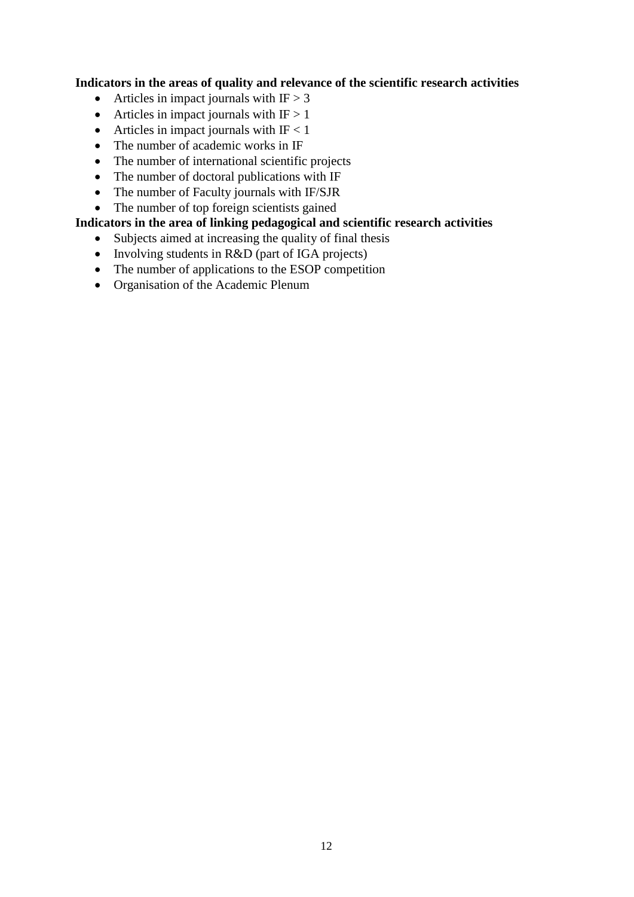**Indicators in the areas of quality and relevance of the scientific research activities**

- Articles in impact journals with IF > 3
- Articles in impact journals with IF > 1
- Articles in impact journals with IF < 1
- The number of academic works in IF
- The number of international scientific projects
- The number of doctoral publications with IF
- The number of Faculty journals with IF/SJR
- The number of top foreign scientists gained

**Indicators in the area of linking pedagogical and scientific research activities**

- Subjects aimed at increasing the quality of final thesis
- Involving students in R&D (part of IGA projects)
- The number of applications to the ESOP competition
- Organisation of the Academic Plenum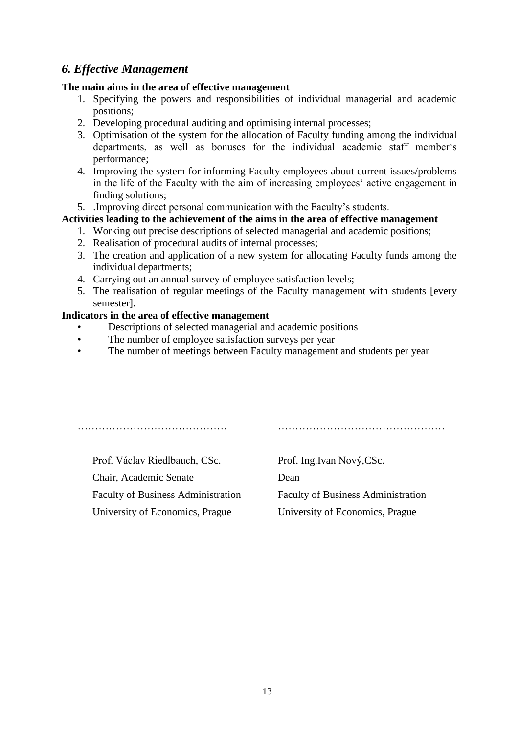## *6. Effective Management*

**The main aims in the area of effective management**

1. Specifying the powers and responsibilities of individual managerial and academic positions;
2. Developing procedural auditing and optimising internal processes;
3. Optimisation of the system for the allocation of Faculty funding among the individual departments, as well as bonuses for the individual academic staff member's performance;
4. Improving the system for informing Faculty employees about current issues/problems in the life of the Faculty with the aim of increasing employees' active engagement in finding solutions;
5. .Improving direct personal communication with the Faculty's students.

**Activities leading to the achievement of the aims in the area of effective management**

1. Working out precise descriptions of selected managerial and academic positions;
2. Realisation of procedural audits of internal processes;
3. The creation and application of a new system for allocating Faculty funds among the individual departments;
4. Carrying out an annual survey of employee satisfaction levels;
5. The realisation of regular meetings of the Faculty management with students [every semester].

**Indicators in the area of effective management**

- Descriptions of selected managerial and academic positions
- The number of employee satisfaction surveys per year
- The number of meetings between Faculty management and students per year

……………………………………. …………………………………………

Prof. Václav Riedlbauch, CSc.
Chair, Academic Senate
Faculty of Business Administration
University of Economics, Prague

Prof. Ing.Ivan Nový,CSc.
Dean
Faculty of Business Administration
University of Economics, Prague